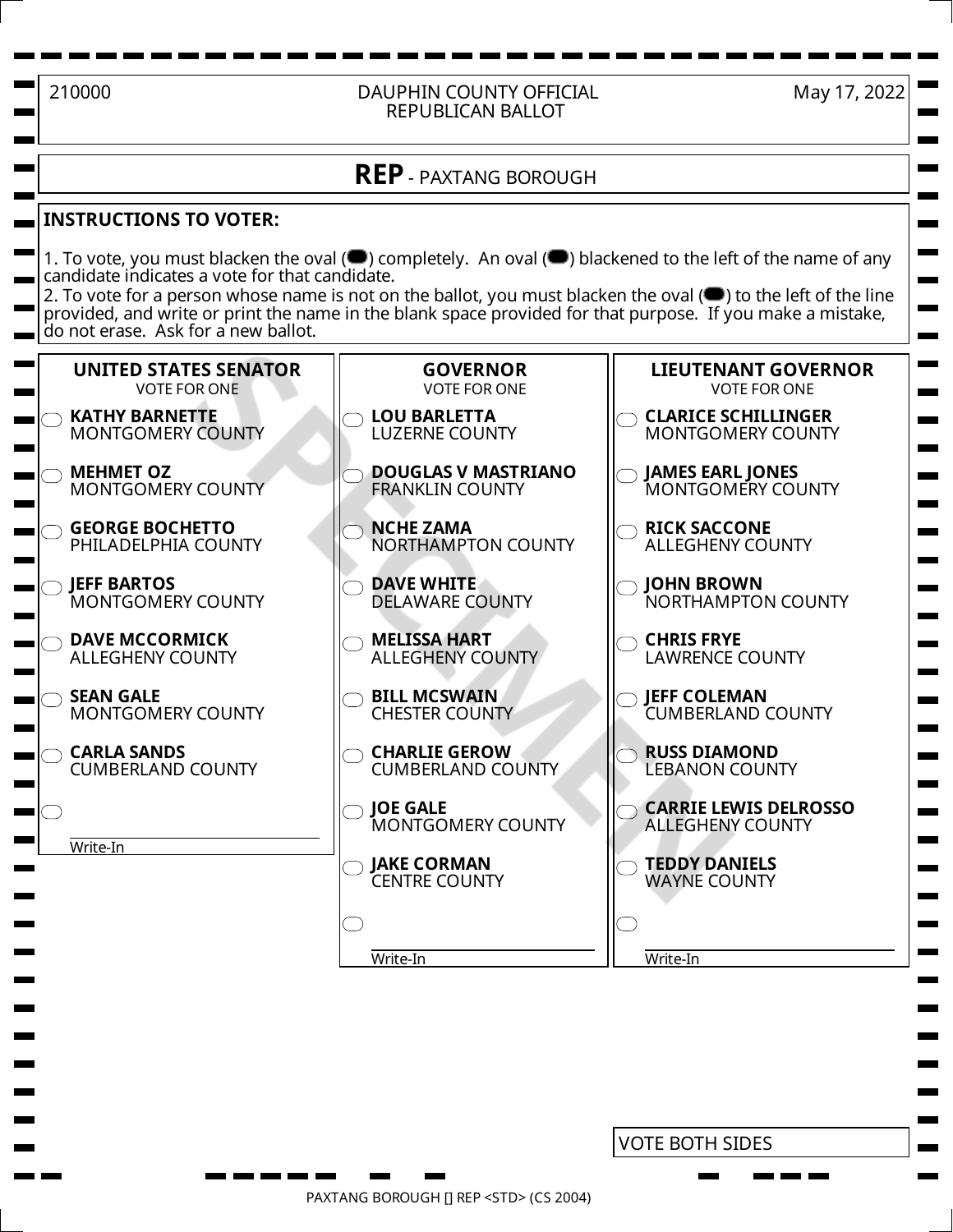210000

DAUPHIN COUNTY OFFICIAL
REPUBLICAN BALLOT

May 17, 2022

# REP - PAXTANG BOROUGH

## INSTRUCTIONS TO VOTER:

1. To vote, you must blacken the oval (⬬) completely. An oval (⬬) blackened to the left of the name of any candidate indicates a vote for that candidate.
2. To vote for a person whose name is not on the ballot, you must blacken the oval (⬬) to the left of the line provided, and write or print the name in the blank space provided for that purpose. If you make a mistake, do not erase. Ask for a new ballot.

### UNITED STATES SENATOR
VOTE FOR ONE

- ⬭ **KATHY BARNETTE** MONTGOMERY COUNTY
- ⬭ **MEHMET OZ** MONTGOMERY COUNTY
- ⬭ **GEORGE BOCHETTO** PHILADELPHIA COUNTY
- ⬭ **JEFF BARTOS** MONTGOMERY COUNTY
- ⬭ **DAVE MCCORMICK** ALLEGHENY COUNTY
- ⬭ **SEAN GALE** MONTGOMERY COUNTY
- ⬭ **CARLA SANDS** CUMBERLAND COUNTY
- ⬭ ______________ Write-In

### GOVERNOR
VOTE FOR ONE

- ⬭ **LOU BARLETTA** LUZERNE COUNTY
- ⬭ **DOUGLAS V MASTRIANO** FRANKLIN COUNTY
- ⬭ **NCHE ZAMA** NORTHAMPTON COUNTY
- ⬭ **DAVE WHITE** DELAWARE COUNTY
- ⬭ **MELISSA HART** ALLEGHENY COUNTY
- ⬭ **BILL MCSWAIN** CHESTER COUNTY
- ⬭ **CHARLIE GEROW** CUMBERLAND COUNTY
- ⬭ **JOE GALE** MONTGOMERY COUNTY
- ⬭ **JAKE CORMAN** CENTRE COUNTY
- ⬭ ______________ Write-In

### LIEUTENANT GOVERNOR
VOTE FOR ONE

- ⬭ **CLARICE SCHILLINGER** MONTGOMERY COUNTY
- ⬭ **JAMES EARL JONES** MONTGOMERY COUNTY
- ⬭ **RICK SACCONE** ALLEGHENY COUNTY
- ⬭ **JOHN BROWN** NORTHAMPTON COUNTY
- ⬭ **CHRIS FRYE** LAWRENCE COUNTY
- ⬭ **JEFF COLEMAN** CUMBERLAND COUNTY
- ⬭ **RUSS DIAMOND** LEBANON COUNTY
- ⬭ **CARRIE LEWIS DELROSSO** ALLEGHENY COUNTY
- ⬭ **TEDDY DANIELS** WAYNE COUNTY
- ⬭ ______________ Write-In

VOTE BOTH SIDES

PAXTANG BOROUGH [] REP <STD> (CS 2004)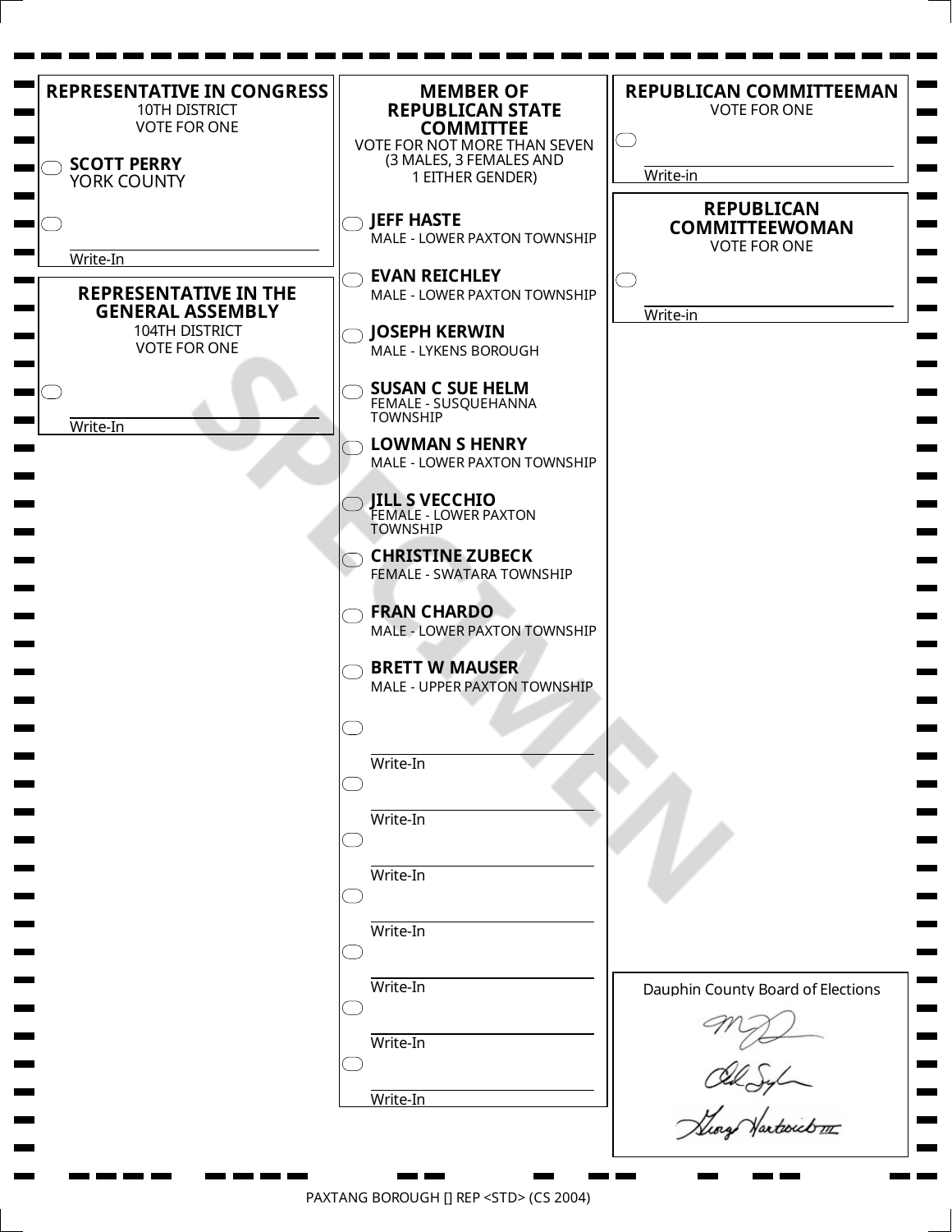## REPRESENTATIVE IN CONGRESS

10TH DISTRICT
VOTE FOR ONE

- **SCOTT PERRY**
  YORK COUNTY
- Write-In

## REPRESENTATIVE IN THE GENERAL ASSEMBLY

104TH DISTRICT
VOTE FOR ONE

- Write-In

## MEMBER OF REPUBLICAN STATE COMMITTEE

VOTE FOR NOT MORE THAN SEVEN
(3 MALES, 3 FEMALES AND
1 EITHER GENDER)

- **JEFF HASTE**
  MALE - LOWER PAXTON TOWNSHIP
- **EVAN REICHLEY**
  MALE - LOWER PAXTON TOWNSHIP
- **JOSEPH KERWIN**
  MALE - LYKENS BOROUGH
- **SUSAN C SUE HELM**
  FEMALE - SUSQUEHANNA TOWNSHIP
- **LOWMAN S HENRY**
  MALE - LOWER PAXTON TOWNSHIP
- **JILL S VECCHIO**
  FEMALE - LOWER PAXTON TOWNSHIP
- **CHRISTINE ZUBECK**
  FEMALE - SWATARA TOWNSHIP
- **FRAN CHARDO**
  MALE - LOWER PAXTON TOWNSHIP
- **BRETT W MAUSER**
  MALE - UPPER PAXTON TOWNSHIP
- Write-In
- Write-In
- Write-In
- Write-In
- Write-In
- Write-In
- Write-In

## REPUBLICAN COMMITTEEMAN

VOTE FOR ONE

- Write-in

## REPUBLICAN COMMITTEEWOMAN

VOTE FOR ONE

- Write-in

Dauphin County Board of Elections

SPECIMEN

PAXTANG BOROUGH [] REP <STD> (CS 2004)